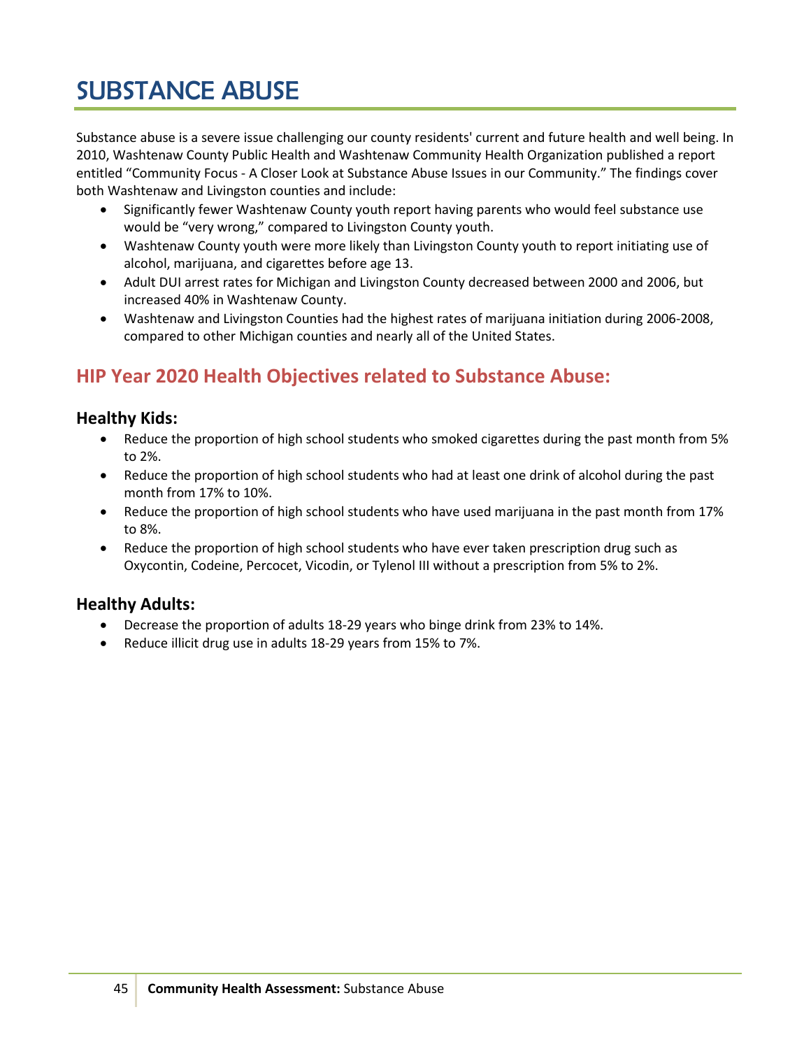# SUBSTANCE ABUSE

Substance abuse is a severe issue challenging our county residents' current and future health and well being. In 2010, Washtenaw County Public Health and Washtenaw Community Health Organization published a report entitled "Community Focus - A Closer Look at Substance Abuse Issues in our Community." The findings cover both Washtenaw and Livingston counties and include:

- Significantly fewer Washtenaw County youth report having parents who would feel substance use would be "very wrong," compared to Livingston County youth.
- Washtenaw County youth were more likely than Livingston County youth to report initiating use of alcohol, marijuana, and cigarettes before age 13.
- Adult DUI arrest rates for Michigan and Livingston County decreased between 2000 and 2006, but increased 40% in Washtenaw County.
- Washtenaw and Livingston Counties had the highest rates of marijuana initiation during 2006-2008, compared to other Michigan counties and nearly all of the United States.

## HIP Year 2020 Health Objectives related to Substance Abuse:

### Healthy Kids:

- Reduce the proportion of high school students who smoked cigarettes during the past month from 5% to 2%.
- Reduce the proportion of high school students who had at least one drink of alcohol during the past month from 17% to 10%.
- Reduce the proportion of high school students who have used marijuana in the past month from 17% to 8%.
- Reduce the proportion of high school students who have ever taken prescription drug such as Oxycontin, Codeine, Percocet, Vicodin, or Tylenol III without a prescription from 5% to 2%.

### Healthy Adults:

- Decrease the proportion of adults 18-29 years who binge drink from 23% to 14%.
- Reduce illicit drug use in adults 18-29 years from 15% to 7%.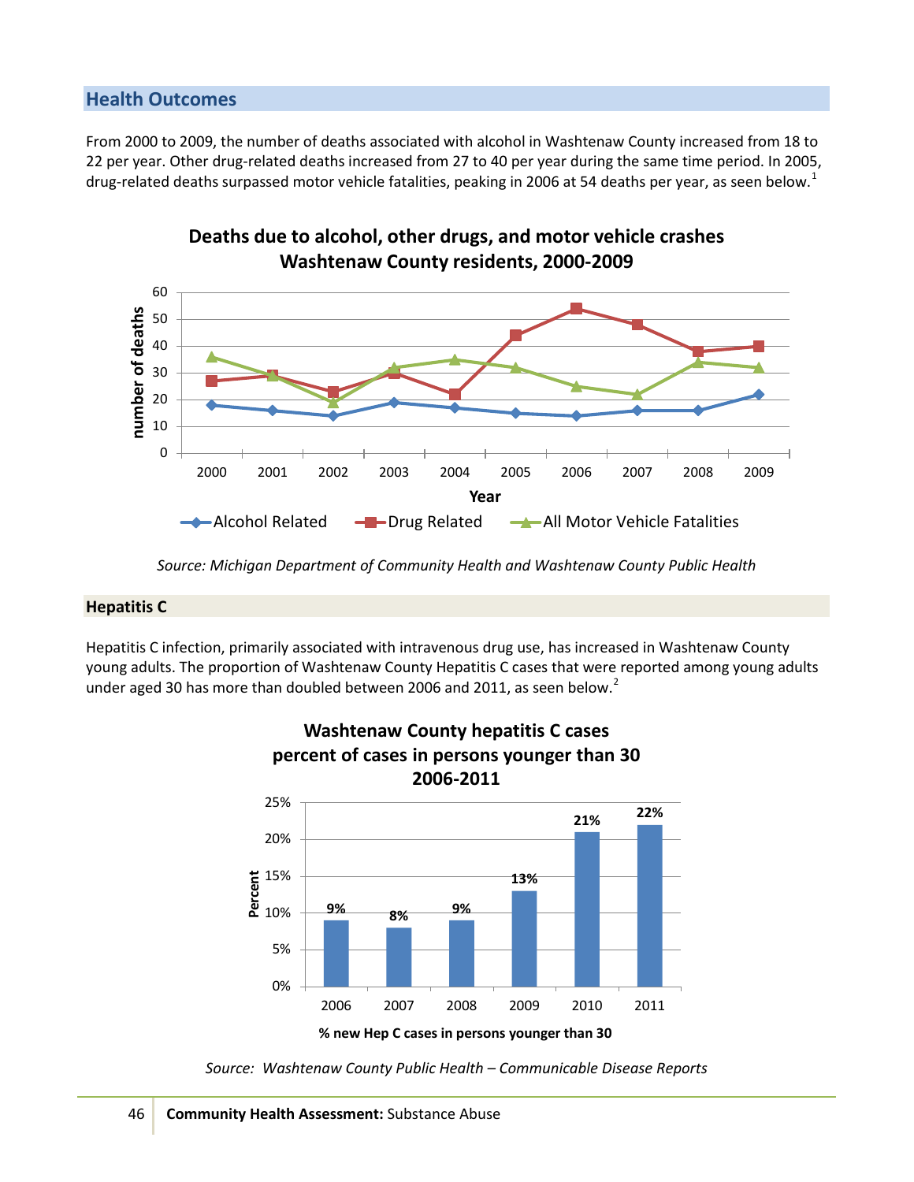## Health Outcomes

From 2000 to 2009, the number of deaths associated with alcohol in Washtenaw County increased from 18 to 22 per year. Other drug-related deaths increased from 27 to 40 per year during the same time period. In 2005, drug-related deaths surpassed motor vehicle fatalities, peaking in 2006 at 54 deaths per year, as seen below.[1]

**Deaths due to alcohol, other drugs, and motor vehicle crashes Washtenaw County residents, 2000-2009**

| Year | Alcohol Related | Drug Related | All Motor Vehicle Fatalities |
|---|---|---|---|
| 2000 | 18 | 27 | 36 |
| 2001 | 16 | 29 | 29 |
| 2002 | 14 | 23 | 19 |
| 2003 | 19 | 30 | 32 |
| 2004 | 17 | 22 | 35 |
| 2005 | 15 | 44 | 32 |
| 2006 | 14 | 54 | 25 |
| 2007 | 16 | 48 | 22 |
| 2008 | 16 | 38 | 34 |
| 2009 | 22 | 40 | 32 |

*Source: Michigan Department of Community Health and Washtenaw County Public Health*

### Hepatitis C

Hepatitis C infection, primarily associated with intravenous drug use, has increased in Washtenaw County young adults. The proportion of Washtenaw County Hepatitis C cases that were reported among young adults under aged 30 has more than doubled between 2006 and 2011, as seen below.[2]

**Washtenaw County hepatitis C cases percent of cases in persons younger than 30 2006-2011**

| Year | % new Hep C cases in persons younger than 30 |
|---|---|
| 2006 | 9% |
| 2007 | 8% |
| 2008 | 9% |
| 2009 | 13% |
| 2010 | 21% |
| 2011 | 22% |

*Source: Washtenaw County Public Health – Communicable Disease Reports*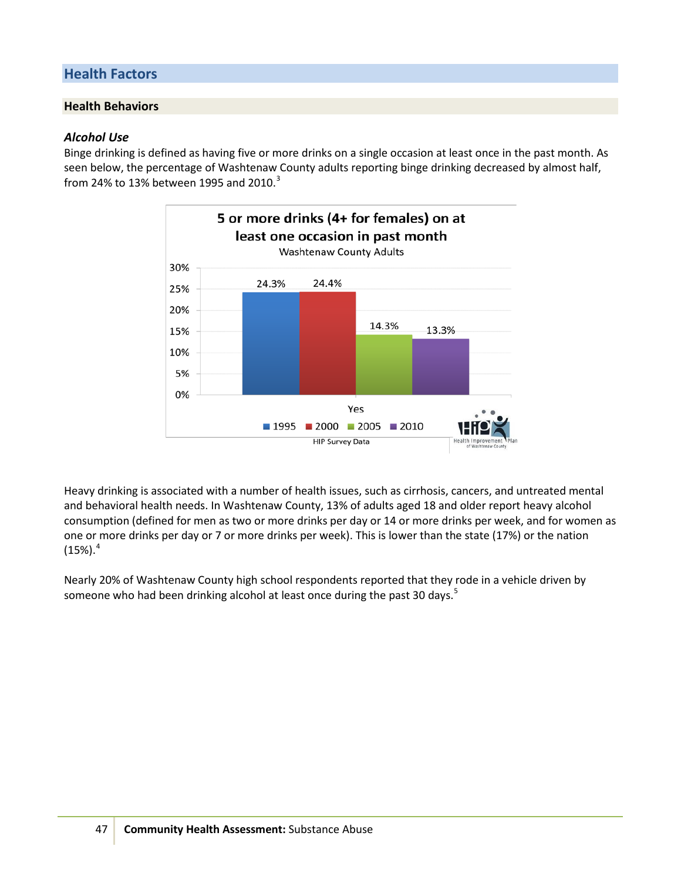## Health Factors

### Health Behaviors

#### *Alcohol Use*

Binge drinking is defined as having five or more drinks on a single occasion at least once in the past month. As seen below, the percentage of Washtenaw County adults reporting binge drinking decreased by almost half, from 24% to 13% between 1995 and 2010.[3]

**5 or more drinks (4+ for females) on at least one occasion in past month**
Washtenaw County Adults

| | 1995 | 2000 | 2005 | 2010 |
|---|---|---|---|---|
| Yes | 24.3% | 24.4% | 14.3% | 13.3% |

HIP Survey Data

Heavy drinking is associated with a number of health issues, such as cirrhosis, cancers, and untreated mental and behavioral health needs. In Washtenaw County, 13% of adults aged 18 and older report heavy alcohol consumption (defined for men as two or more drinks per day or 14 or more drinks per week, and for women as one or more drinks per day or 7 or more drinks per week). This is lower than the state (17%) or the nation (15%).[4]

Nearly 20% of Washtenaw County high school respondents reported that they rode in a vehicle driven by someone who had been drinking alcohol at least once during the past 30 days.[5]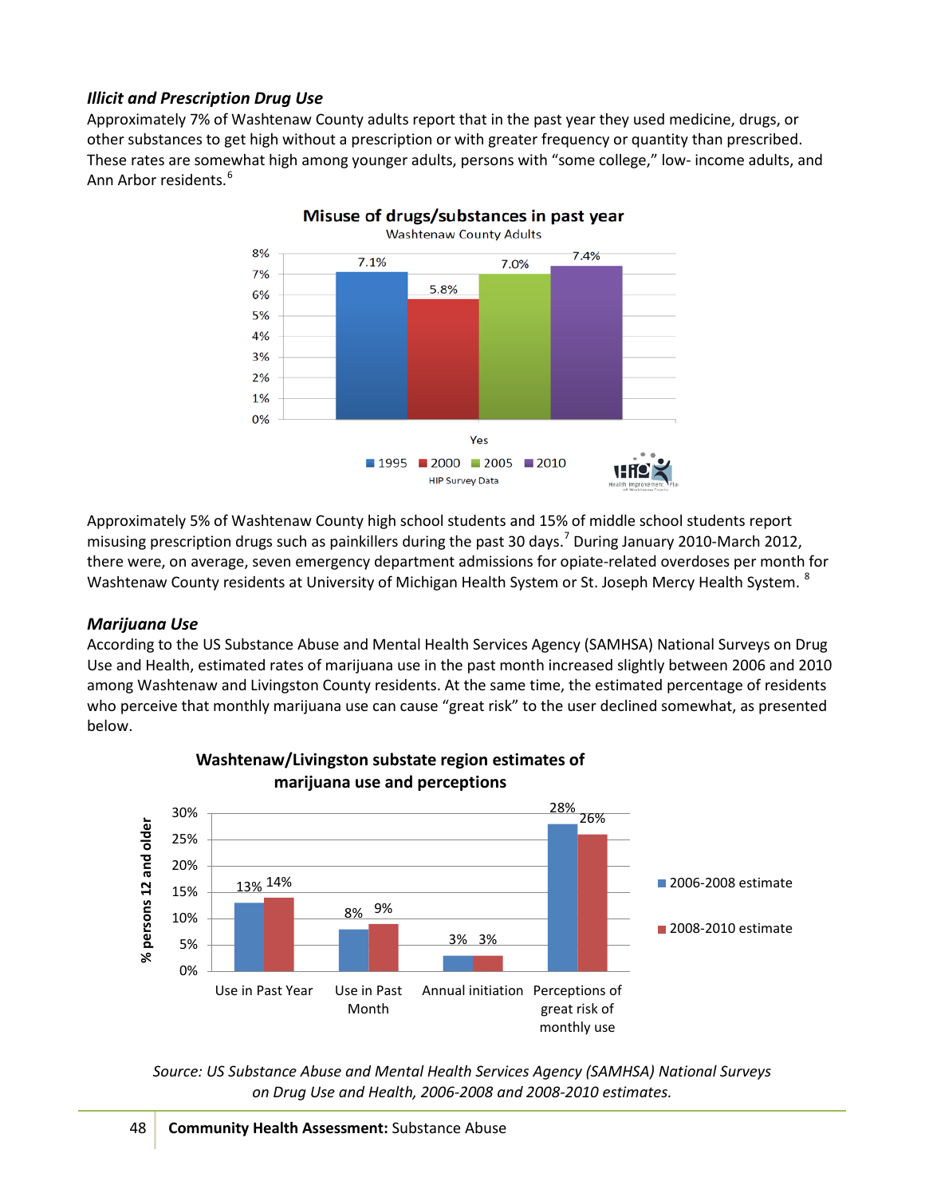### *Illicit and Prescription Drug Use*

Approximately 7% of Washtenaw County adults report that in the past year they used medicine, drugs, or other substances to get high without a prescription or with greater frequency or quantity than prescribed. These rates are somewhat high among younger adults, persons with "some college," low- income adults, and Ann Arbor residents.[6]

**Misuse of drugs/substances in past year**
Washtenaw County Adults

| | 1995 | 2000 | 2005 | 2010 |
|---|---|---|---|---|
| Yes | 7.1% | 5.8% | 7.0% | 7.4% |

HIP Survey Data

Approximately 5% of Washtenaw County high school students and 15% of middle school students report misusing prescription drugs such as painkillers during the past 30 days.[7] During January 2010-March 2012, there were, on average, seven emergency department admissions for opiate-related overdoses per month for Washtenaw County residents at University of Michigan Health System or St. Joseph Mercy Health System.[8]

### *Marijuana Use*

According to the US Substance Abuse and Mental Health Services Agency (SAMHSA) National Surveys on Drug Use and Health, estimated rates of marijuana use in the past month increased slightly between 2006 and 2010 among Washtenaw and Livingston County residents. At the same time, the estimated percentage of residents who perceive that monthly marijuana use can cause "great risk" to the user declined somewhat, as presented below.

**Washtenaw/Livingston substate region estimates of marijuana use and perceptions**

| % persons 12 and older | 2006-2008 estimate | 2008-2010 estimate |
|---|---|---|
| Use in Past Year | 13% | 14% |
| Use in Past Month | 8% | 9% |
| Annual initiation | 3% | 3% |
| Perceptions of great risk of monthly use | 28% | 26% |

*Source: US Substance Abuse and Mental Health Services Agency (SAMHSA) National Surveys on Drug Use and Health, 2006-2008 and 2008-2010 estimates.*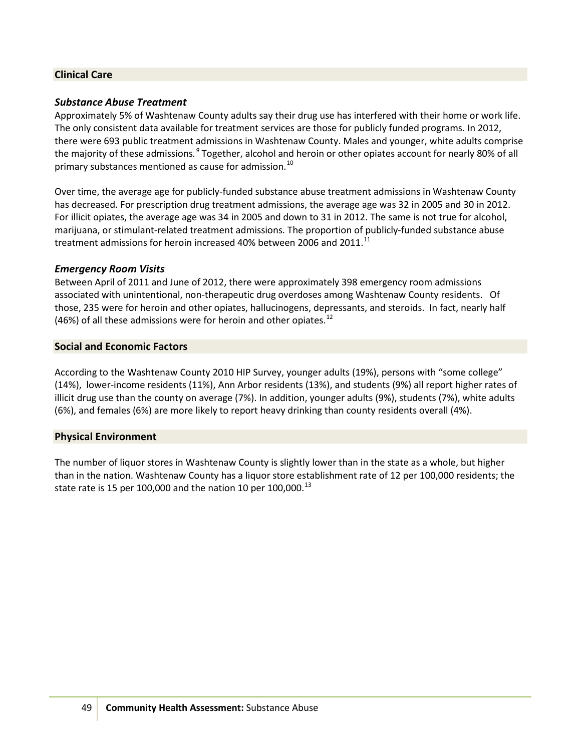## Clinical Care

### *Substance Abuse Treatment*

Approximately 5% of Washtenaw County adults say their drug use has interfered with their home or work life. The only consistent data available for treatment services are those for publicly funded programs. In 2012, there were 693 public treatment admissions in Washtenaw County. Males and younger, white adults comprise the majority of these admissions.[9] Together, alcohol and heroin or other opiates account for nearly 80% of all primary substances mentioned as cause for admission.[10]

Over time, the average age for publicly-funded substance abuse treatment admissions in Washtenaw County has decreased. For prescription drug treatment admissions, the average age was 32 in 2005 and 30 in 2012. For illicit opiates, the average age was 34 in 2005 and down to 31 in 2012. The same is not true for alcohol, marijuana, or stimulant-related treatment admissions. The proportion of publicly-funded substance abuse treatment admissions for heroin increased 40% between 2006 and 2011.[11]

### *Emergency Room Visits*

Between April of 2011 and June of 2012, there were approximately 398 emergency room admissions associated with unintentional, non-therapeutic drug overdoses among Washtenaw County residents. Of those, 235 were for heroin and other opiates, hallucinogens, depressants, and steroids. In fact, nearly half (46%) of all these admissions were for heroin and other opiates.[12]

## Social and Economic Factors

According to the Washtenaw County 2010 HIP Survey, younger adults (19%), persons with "some college" (14%), lower-income residents (11%), Ann Arbor residents (13%), and students (9%) all report higher rates of illicit drug use than the county on average (7%). In addition, younger adults (9%), students (7%), white adults (6%), and females (6%) are more likely to report heavy drinking than county residents overall (4%).

## Physical Environment

The number of liquor stores in Washtenaw County is slightly lower than in the state as a whole, but higher than in the nation. Washtenaw County has a liquor store establishment rate of 12 per 100,000 residents; the state rate is 15 per 100,000 and the nation 10 per 100,000.[13]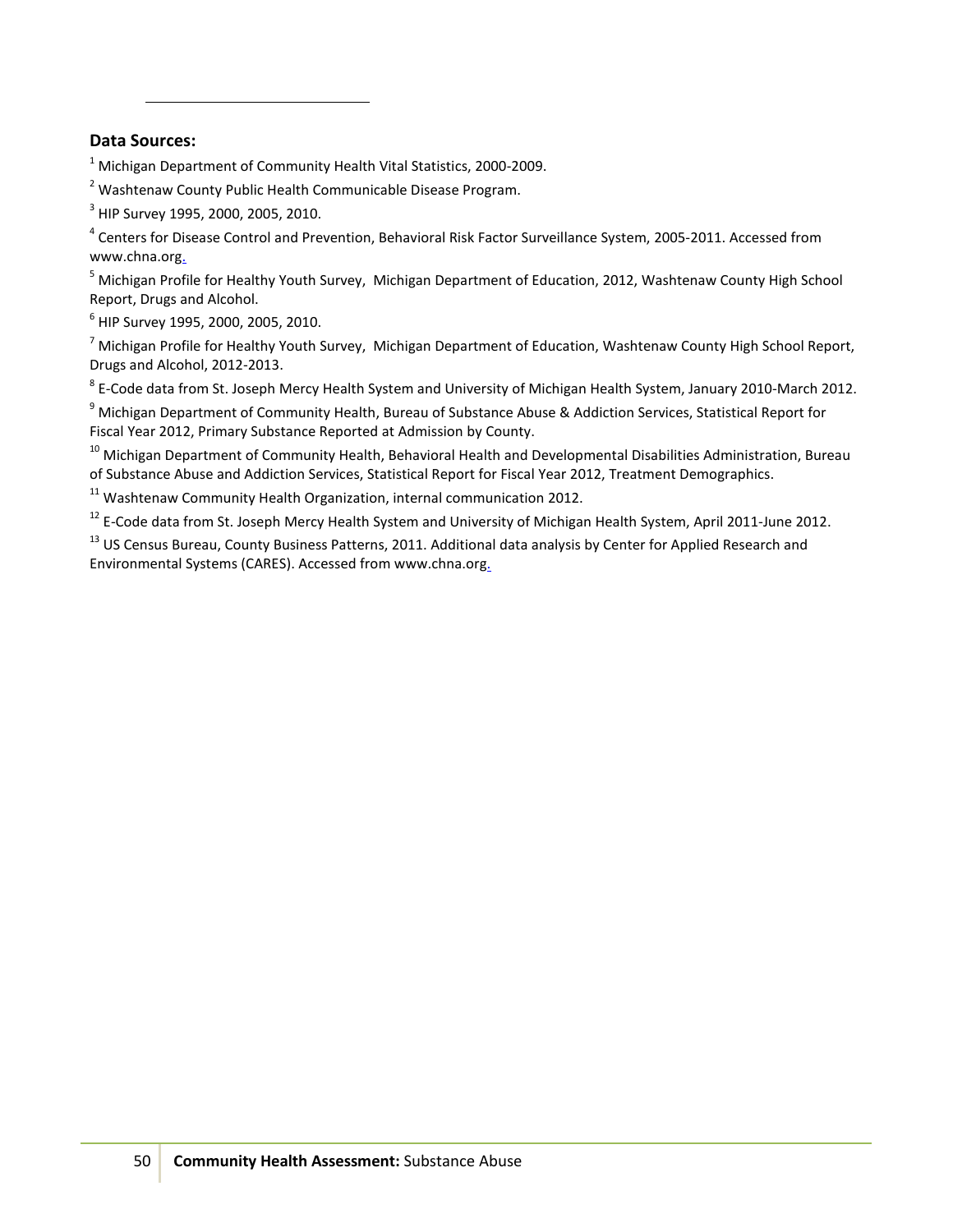## Data Sources:

[1] Michigan Department of Community Health Vital Statistics, 2000-2009.

[2] Washtenaw County Public Health Communicable Disease Program.

[3] HIP Survey 1995, 2000, 2005, 2010.

[4] Centers for Disease Control and Prevention, Behavioral Risk Factor Surveillance System, 2005-2011. Accessed from www.chna.org.

[5] Michigan Profile for Healthy Youth Survey, Michigan Department of Education, 2012, Washtenaw County High School Report, Drugs and Alcohol.

[6] HIP Survey 1995, 2000, 2005, 2010.

[7] Michigan Profile for Healthy Youth Survey, Michigan Department of Education, Washtenaw County High School Report, Drugs and Alcohol, 2012-2013.

[8] E-Code data from St. Joseph Mercy Health System and University of Michigan Health System, January 2010-March 2012.

[9] Michigan Department of Community Health, Bureau of Substance Abuse & Addiction Services, Statistical Report for Fiscal Year 2012, Primary Substance Reported at Admission by County.

[10] Michigan Department of Community Health, Behavioral Health and Developmental Disabilities Administration, Bureau of Substance Abuse and Addiction Services, Statistical Report for Fiscal Year 2012, Treatment Demographics.

[11] Washtenaw Community Health Organization, internal communication 2012.

[12] E-Code data from St. Joseph Mercy Health System and University of Michigan Health System, April 2011-June 2012.

[13] US Census Bureau, County Business Patterns, 2011. Additional data analysis by Center for Applied Research and Environmental Systems (CARES). Accessed from www.chna.org.